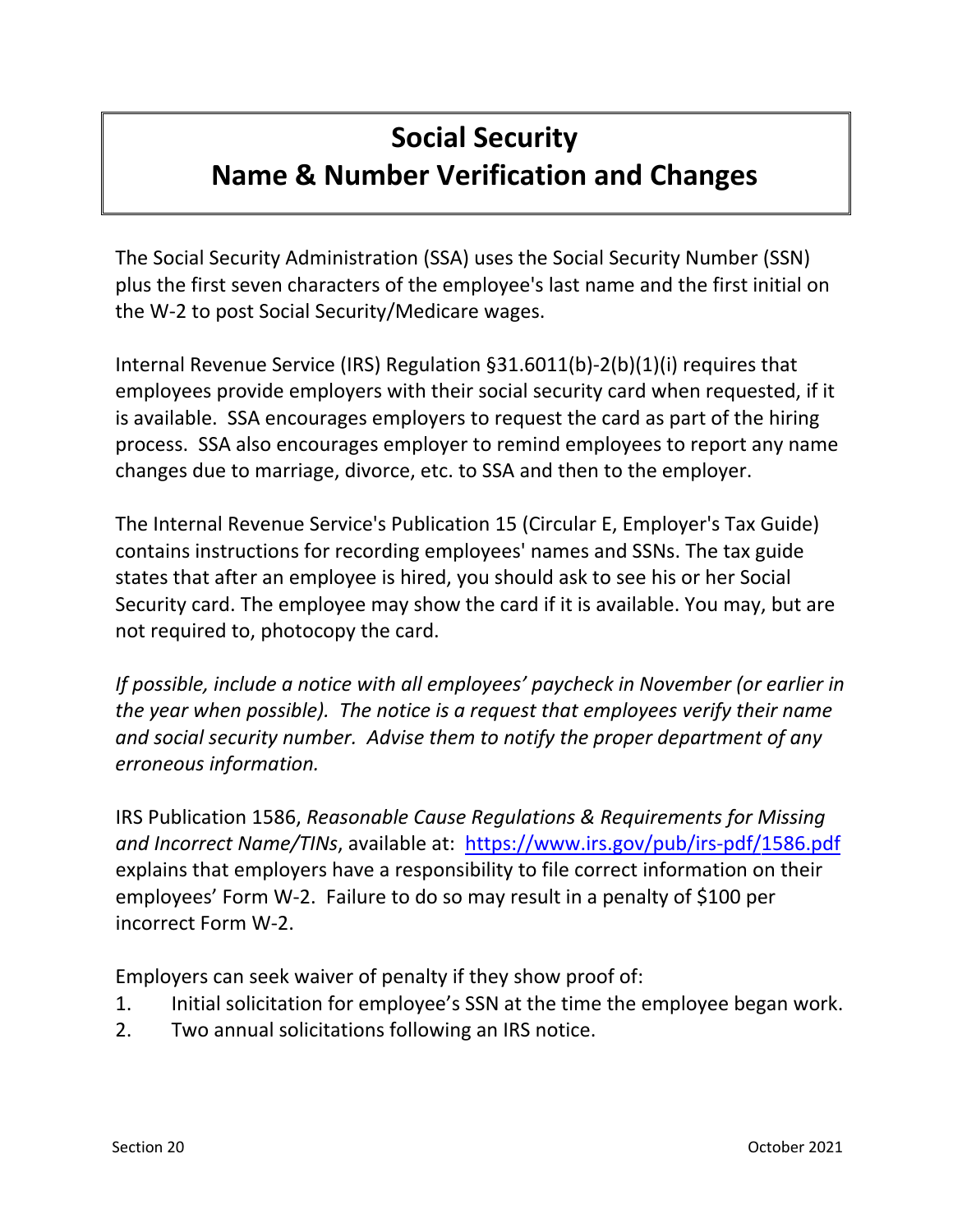# Social Security
# Name & Number Verification and Changes

The Social Security Administration (SSA) uses the Social Security Number (SSN) plus the first seven characters of the employee's last name and the first initial on the W-2 to post Social Security/Medicare wages.

Internal Revenue Service (IRS) Regulation §31.6011(b)-2(b)(1)(i) requires that employees provide employers with their social security card when requested, if it is available. SSA encourages employers to request the card as part of the hiring process. SSA also encourages employer to remind employees to report any name changes due to marriage, divorce, etc. to SSA and then to the employer.

The Internal Revenue Service's Publication 15 (Circular E, Employer's Tax Guide) contains instructions for recording employees' names and SSNs. The tax guide states that after an employee is hired, you should ask to see his or her Social Security card. The employee may show the card if it is available. You may, but are not required to, photocopy the card.

*If possible, include a notice with all employees' paycheck in November (or earlier in the year when possible). The notice is a request that employees verify their name and social security number. Advise them to notify the proper department of any erroneous information.*

IRS Publication 1586, *Reasonable Cause Regulations & Requirements for Missing and Incorrect Name/TINs*, available at: [https://www.irs.gov/pub/irs-pdf/1586.pdf](https://www.irs.gov/pub/irs-pdf/1586.pdf) explains that employers have a responsibility to file correct information on their employees' Form W-2. Failure to do so may result in a penalty of $100 per incorrect Form W-2.

Employers can seek waiver of penalty if they show proof of:

1. Initial solicitation for employee's SSN at the time the employee began work.
2. Two annual solicitations following an IRS notice.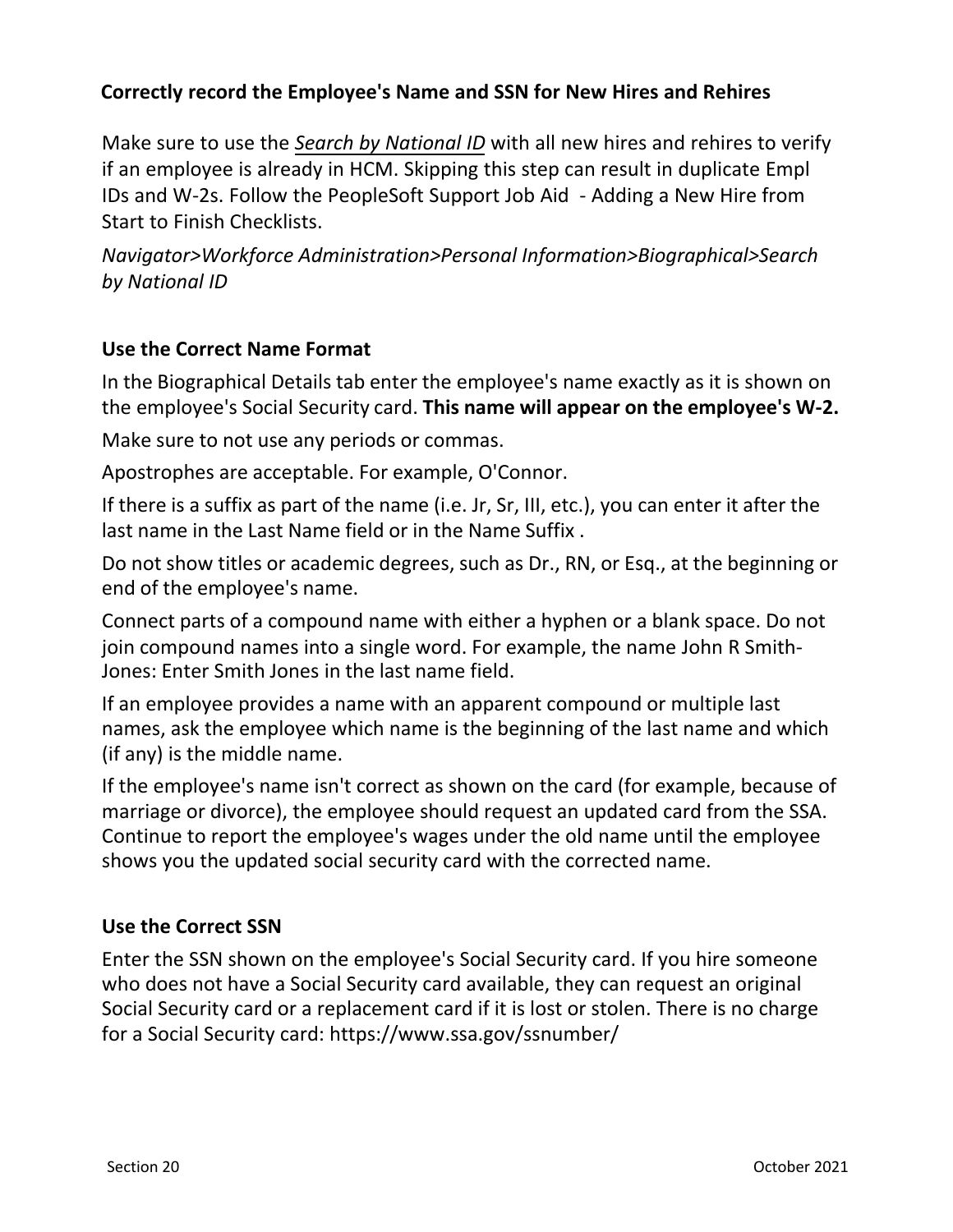### Correctly record the Employee's Name and SSN for New Hires and Rehires

Make sure to use the *Search by National ID* with all new hires and rehires to verify if an employee is already in HCM. Skipping this step can result in duplicate Empl IDs and W-2s. Follow the PeopleSoft Support Job Aid - Adding a New Hire from Start to Finish Checklists.

*Navigator>Workforce Administration>Personal Information>Biographical>Search by National ID*

### Use the Correct Name Format

In the Biographical Details tab enter the employee's name exactly as it is shown on the employee's Social Security card. **This name will appear on the employee's W-2.**

Make sure to not use any periods or commas.

Apostrophes are acceptable. For example, O'Connor.

If there is a suffix as part of the name (i.e. Jr, Sr, III, etc.), you can enter it after the last name in the Last Name field or in the Name Suffix .

Do not show titles or academic degrees, such as Dr., RN, or Esq., at the beginning or end of the employee's name.

Connect parts of a compound name with either a hyphen or a blank space. Do not join compound names into a single word. For example, the name John R Smith-Jones: Enter Smith Jones in the last name field.

If an employee provides a name with an apparent compound or multiple last names, ask the employee which name is the beginning of the last name and which (if any) is the middle name.

If the employee's name isn't correct as shown on the card (for example, because of marriage or divorce), the employee should request an updated card from the SSA. Continue to report the employee's wages under the old name until the employee shows you the updated social security card with the corrected name.

### Use the Correct SSN

Enter the SSN shown on the employee's Social Security card. If you hire someone who does not have a Social Security card available, they can request an original Social Security card or a replacement card if it is lost or stolen. There is no charge for a Social Security card: https://www.ssa.gov/ssnumber/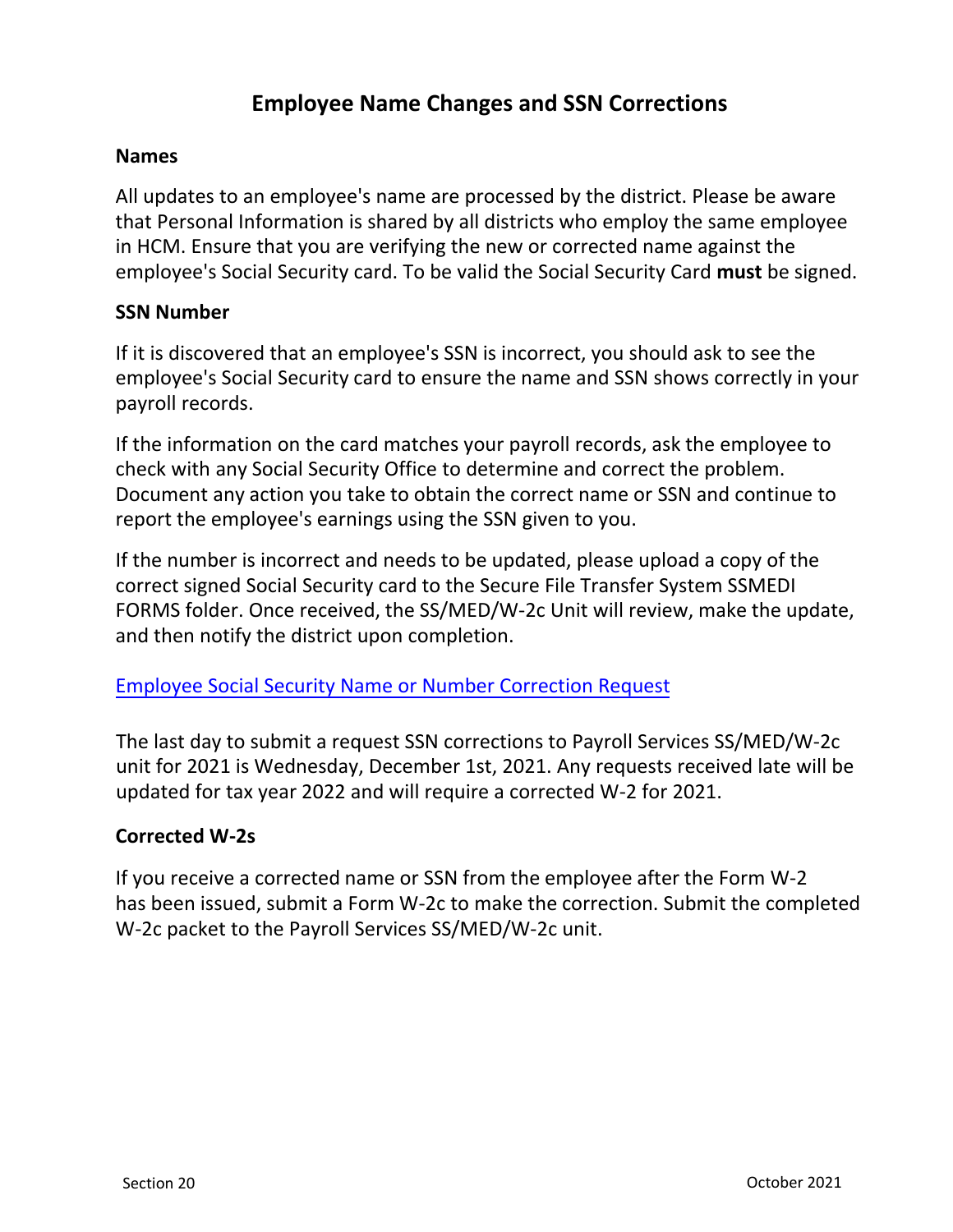# Employee Name Changes and SSN Corrections

## Names

All updates to an employee's name are processed by the district. Please be aware that Personal Information is shared by all districts who employ the same employee in HCM. Ensure that you are verifying the new or corrected name against the employee's Social Security card. To be valid the Social Security Card **must** be signed.

## SSN Number

If it is discovered that an employee's SSN is incorrect, you should ask to see the employee's Social Security card to ensure the name and SSN shows correctly in your payroll records.

If the information on the card matches your payroll records, ask the employee to check with any Social Security Office to determine and correct the problem. Document any action you take to obtain the correct name or SSN and continue to report the employee's earnings using the SSN given to you.

If the number is incorrect and needs to be updated, please upload a copy of the correct signed Social Security card to the Secure File Transfer System SSMEDI FORMS folder. Once received, the SS/MED/W-2c Unit will review, make the update, and then notify the district upon completion.

Employee Social Security Name or Number Correction Request

The last day to submit a request SSN corrections to Payroll Services SS/MED/W-2c unit for 2021 is Wednesday, December 1st, 2021. Any requests received late will be updated for tax year 2022 and will require a corrected W-2 for 2021.

## Corrected W-2s

If you receive a corrected name or SSN from the employee after the Form W-2 has been issued, submit a Form W-2c to make the correction. Submit the completed W-2c packet to the Payroll Services SS/MED/W-2c unit.